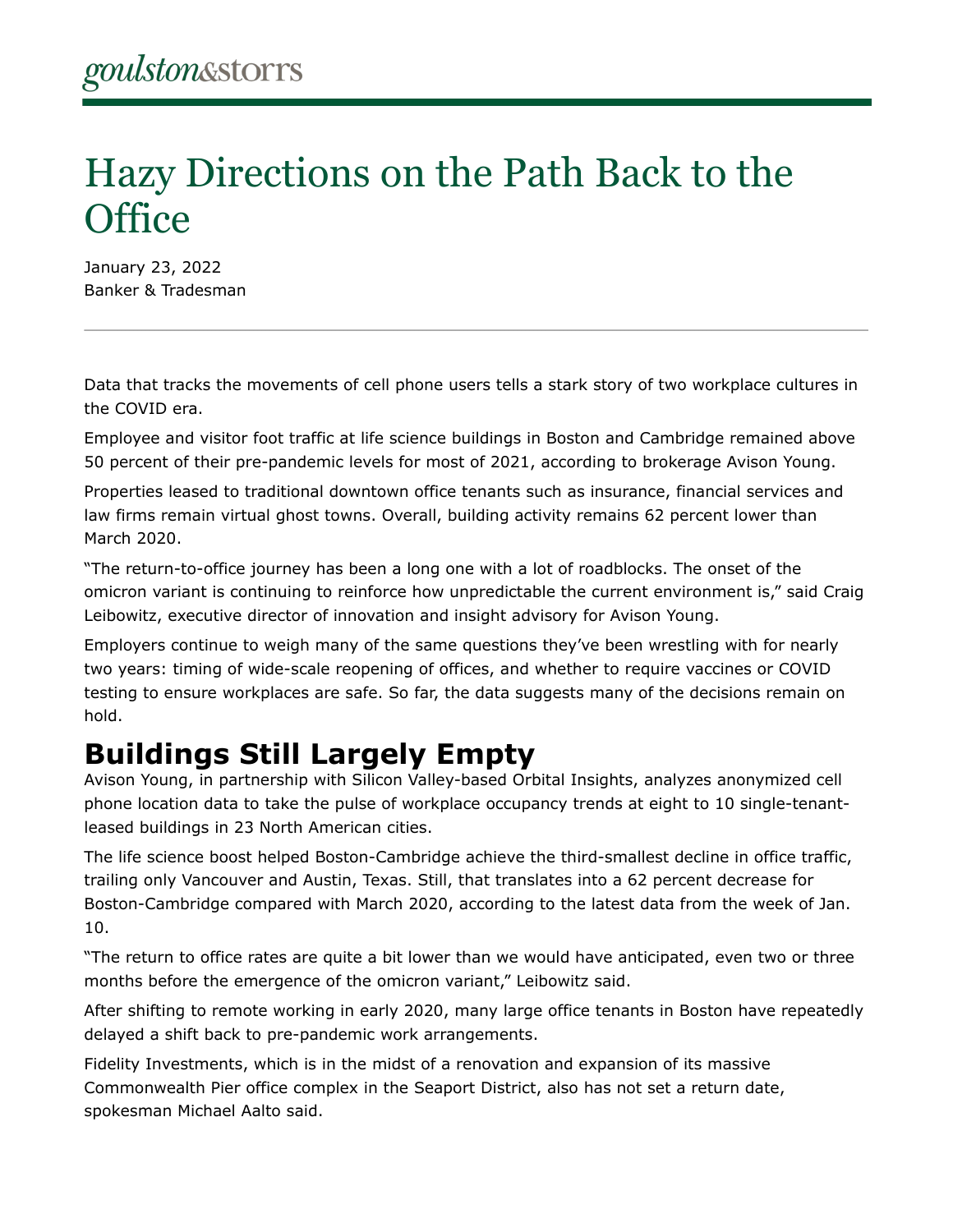goulston&storrs

# Hazy Directions on the Path Back to the Office

January 23, 2022
Banker & Tradesman

---

Data that tracks the movements of cell phone users tells a stark story of two workplace cultures in the COVID era.

Employee and visitor foot traffic at life science buildings in Boston and Cambridge remained above 50 percent of their pre-pandemic levels for most of 2021, according to brokerage Avison Young.

Properties leased to traditional downtown office tenants such as insurance, financial services and law firms remain virtual ghost towns. Overall, building activity remains 62 percent lower than March 2020.

“The return-to-office journey has been a long one with a lot of roadblocks. The onset of the omicron variant is continuing to reinforce how unpredictable the current environment is,” said Craig Leibowitz, executive director of innovation and insight advisory for Avison Young.

Employers continue to weigh many of the same questions they’ve been wrestling with for nearly two years: timing of wide-scale reopening of offices, and whether to require vaccines or COVID testing to ensure workplaces are safe. So far, the data suggests many of the decisions remain on hold.

## Buildings Still Largely Empty

Avison Young, in partnership with Silicon Valley-based Orbital Insights, analyzes anonymized cell phone location data to take the pulse of workplace occupancy trends at eight to 10 single-tenant-leased buildings in 23 North American cities.

The life science boost helped Boston-Cambridge achieve the third-smallest decline in office traffic, trailing only Vancouver and Austin, Texas. Still, that translates into a 62 percent decrease for Boston-Cambridge compared with March 2020, according to the latest data from the week of Jan. 10.

“The return to office rates are quite a bit lower than we would have anticipated, even two or three months before the emergence of the omicron variant,” Leibowitz said.

After shifting to remote working in early 2020, many large office tenants in Boston have repeatedly delayed a shift back to pre-pandemic work arrangements.

Fidelity Investments, which is in the midst of a renovation and expansion of its massive Commonwealth Pier office complex in the Seaport District, also has not set a return date, spokesman Michael Aalto said.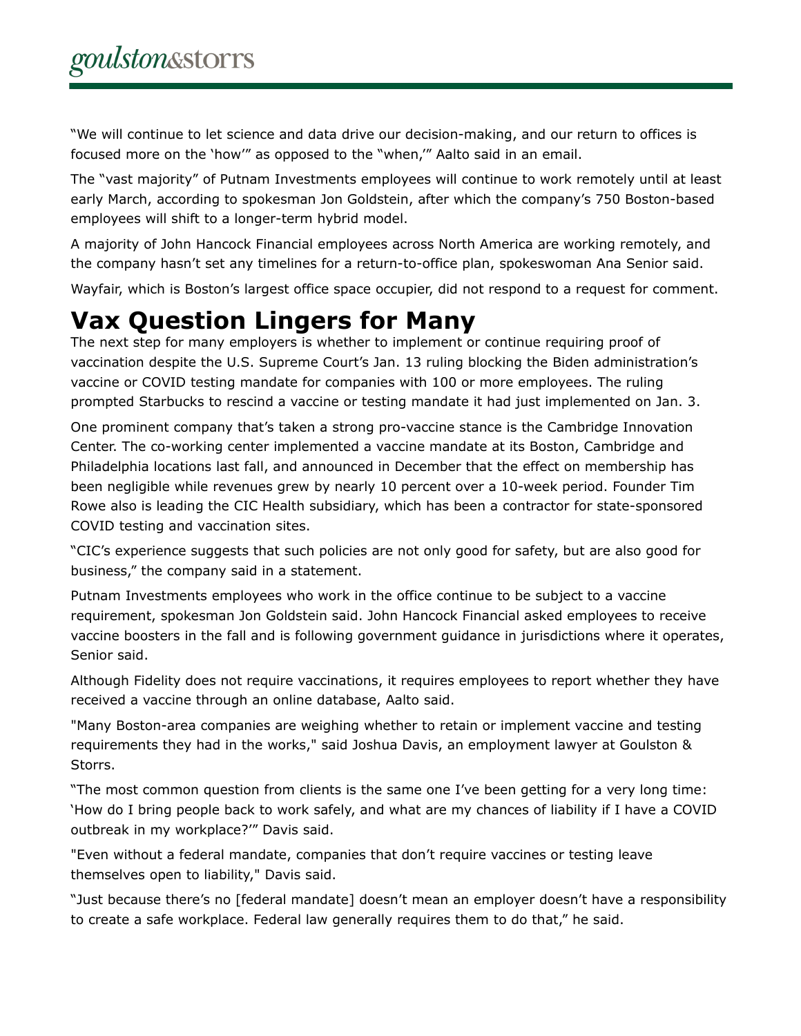"We will continue to let science and data drive our decision-making, and our return to offices is focused more on the 'how'" as opposed to the "when,'" Aalto said in an email.

The "vast majority" of Putnam Investments employees will continue to work remotely until at least early March, according to spokesman Jon Goldstein, after which the company's 750 Boston-based employees will shift to a longer-term hybrid model.

A majority of John Hancock Financial employees across North America are working remotely, and the company hasn't set any timelines for a return-to-office plan, spokeswoman Ana Senior said.

Wayfair, which is Boston's largest office space occupier, did not respond to a request for comment.

# Vax Question Lingers for Many

The next step for many employers is whether to implement or continue requiring proof of vaccination despite the U.S. Supreme Court's Jan. 13 ruling blocking the Biden administration's vaccine or COVID testing mandate for companies with 100 or more employees. The ruling prompted Starbucks to rescind a vaccine or testing mandate it had just implemented on Jan. 3.

One prominent company that's taken a strong pro-vaccine stance is the Cambridge Innovation Center. The co-working center implemented a vaccine mandate at its Boston, Cambridge and Philadelphia locations last fall, and announced in December that the effect on membership has been negligible while revenues grew by nearly 10 percent over a 10-week period. Founder Tim Rowe also is leading the CIC Health subsidiary, which has been a contractor for state-sponsored COVID testing and vaccination sites.

"CIC's experience suggests that such policies are not only good for safety, but are also good for business," the company said in a statement.

Putnam Investments employees who work in the office continue to be subject to a vaccine requirement, spokesman Jon Goldstein said. John Hancock Financial asked employees to receive vaccine boosters in the fall and is following government guidance in jurisdictions where it operates, Senior said.

Although Fidelity does not require vaccinations, it requires employees to report whether they have received a vaccine through an online database, Aalto said.

"Many Boston-area companies are weighing whether to retain or implement vaccine and testing requirements they had in the works," said Joshua Davis, an employment lawyer at Goulston & Storrs.

"The most common question from clients is the same one I've been getting for a very long time: 'How do I bring people back to work safely, and what are my chances of liability if I have a COVID outbreak in my workplace?'" Davis said.

"Even without a federal mandate, companies that don't require vaccines or testing leave themselves open to liability," Davis said.

"Just because there's no [federal mandate] doesn't mean an employer doesn't have a responsibility to create a safe workplace. Federal law generally requires them to do that," he said.